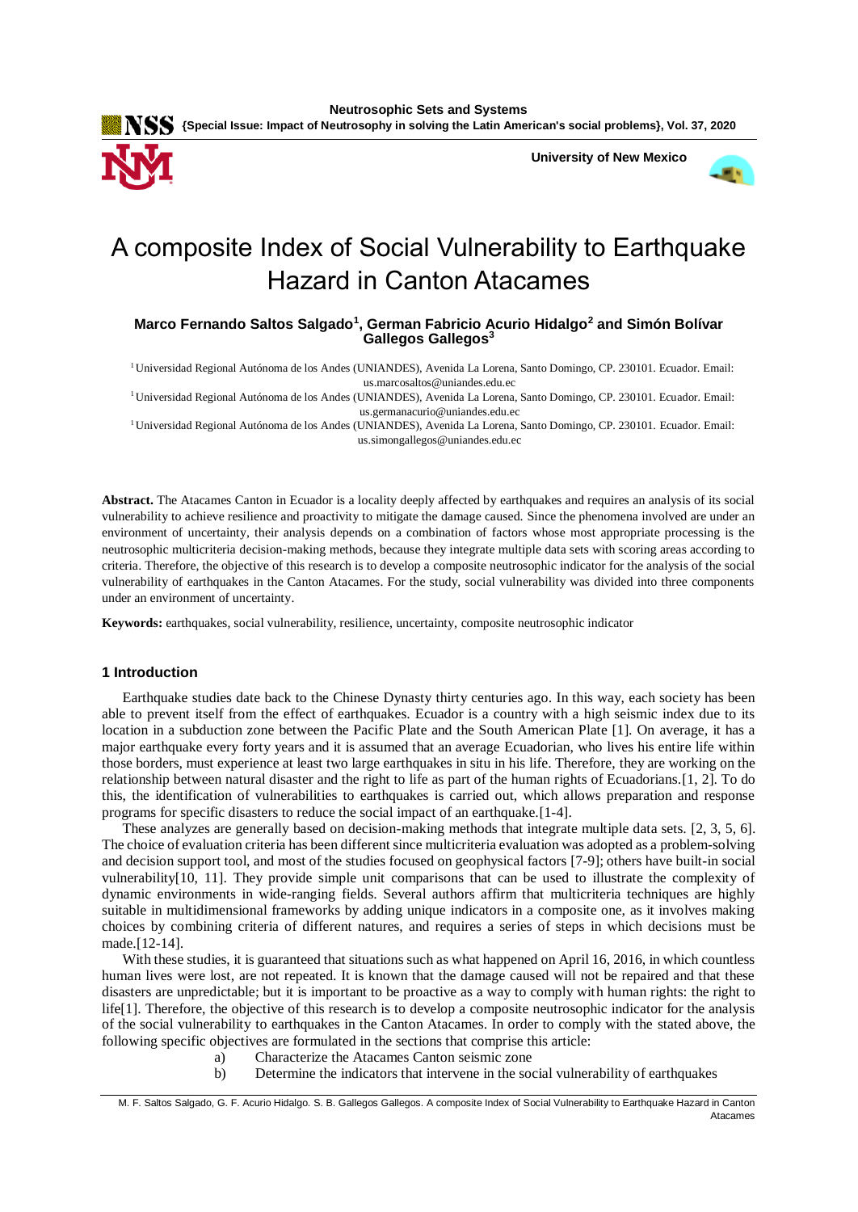# A composite Index of Social Vulnerability to Earthquake Hazard in Canton Atacames

**Marco Fernando Saltos Salgado[1], German Fabricio Acurio Hidalgo[2] and Simón Bolívar Gallegos Gallegos[3]**

[1] Universidad Regional Autónoma de los Andes (UNIANDES), Avenida La Lorena, Santo Domingo, CP. 230101. Ecuador. Email: us.marcosaltos@uniandes.edu.ec

[1] Universidad Regional Autónoma de los Andes (UNIANDES), Avenida La Lorena, Santo Domingo, CP. 230101. Ecuador. Email: us.germanacurio@uniandes.edu.ec

[1] Universidad Regional Autónoma de los Andes (UNIANDES), Avenida La Lorena, Santo Domingo, CP. 230101. Ecuador. Email: us.simongallegos@uniandes.edu.ec

**Abstract.** The Atacames Canton in Ecuador is a locality deeply affected by earthquakes and requires an analysis of its social vulnerability to achieve resilience and proactivity to mitigate the damage caused. Since the phenomena involved are under an environment of uncertainty, their analysis depends on a combination of factors whose most appropriate processing is the neutrosophic multicriteria decision-making methods, because they integrate multiple data sets with scoring areas according to criteria. Therefore, the objective of this research is to develop a composite neutrosophic indicator for the analysis of the social vulnerability of earthquakes in the Canton Atacames. For the study, social vulnerability was divided into three components under an environment of uncertainty.

**Keywords:** earthquakes, social vulnerability, resilience, uncertainty, composite neutrosophic indicator

## 1 Introduction

Earthquake studies date back to the Chinese Dynasty thirty centuries ago. In this way, each society has been able to prevent itself from the effect of earthquakes. Ecuador is a country with a high seismic index due to its location in a subduction zone between the Pacific Plate and the South American Plate [1]. On average, it has a major earthquake every forty years and it is assumed that an average Ecuadorian, who lives his entire life within those borders, must experience at least two large earthquakes in situ in his life. Therefore, they are working on the relationship between natural disaster and the right to life as part of the human rights of Ecuadorians.[1, 2]. To do this, the identification of vulnerabilities to earthquakes is carried out, which allows preparation and response programs for specific disasters to reduce the social impact of an earthquake.[1-4].

These analyzes are generally based on decision-making methods that integrate multiple data sets. [2, 3, 5, 6]. The choice of evaluation criteria has been different since multicriteria evaluation was adopted as a problem-solving and decision support tool, and most of the studies focused on geophysical factors [7-9]; others have built-in social vulnerability[10, 11]. They provide simple unit comparisons that can be used to illustrate the complexity of dynamic environments in wide-ranging fields. Several authors affirm that multicriteria techniques are highly suitable in multidimensional frameworks by adding unique indicators in a composite one, as it involves making choices by combining criteria of different natures, and requires a series of steps in which decisions must be made.[12-14].

With these studies, it is guaranteed that situations such as what happened on April 16, 2016, in which countless human lives were lost, are not repeated. It is known that the damage caused will not be repaired and that these disasters are unpredictable; but it is important to be proactive as a way to comply with human rights: the right to life[1]. Therefore, the objective of this research is to develop a composite neutrosophic indicator for the analysis of the social vulnerability to earthquakes in the Canton Atacames. In order to comply with the stated above, the following specific objectives are formulated in the sections that comprise this article:

a) Characterize the Atacames Canton seismic zone
b) Determine the indicators that intervene in the social vulnerability of earthquakes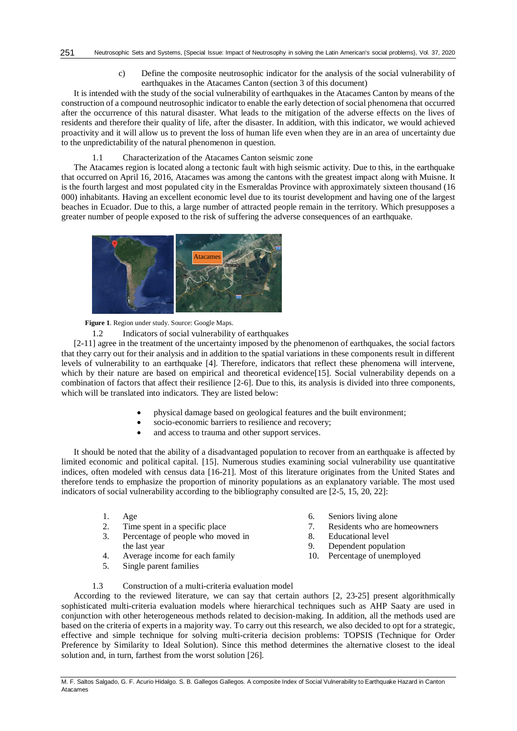c) Define the composite neutrosophic indicator for the analysis of the social vulnerability of earthquakes in the Atacames Canton (section 3 of this document)

It is intended with the study of the social vulnerability of earthquakes in the Atacames Canton by means of the construction of a compound neutrosophic indicator to enable the early detection of social phenomena that occurred after the occurrence of this natural disaster. What leads to the mitigation of the adverse effects on the lives of residents and therefore their quality of life, after the disaster. In addition, with this indicator, we would achieved proactivity and it will allow us to prevent the loss of human life even when they are in an area of uncertainty due to the unpredictability of the natural phenomenon in question.

### 1.1 Characterization of the Atacames Canton seismic zone

The Atacames region is located along a tectonic fault with high seismic activity. Due to this, in the earthquake that occurred on April 16, 2016, Atacames was among the cantons with the greatest impact along with Muisne. It is the fourth largest and most populated city in the Esmeraldas Province with approximately sixteen thousand (16 000) inhabitants. Having an excellent economic level due to its tourist development and having one of the largest beaches in Ecuador. Due to this, a large number of attracted people remain in the territory. Which presupposes a greater number of people exposed to the risk of suffering the adverse consequences of an earthquake.

**Figure 1**. Region under study. Source: Google Maps.

### 1.2 Indicators of social vulnerability of earthquakes

[2-11] agree in the treatment of the uncertainty imposed by the phenomenon of earthquakes, the social factors that they carry out for their analysis and in addition to the spatial variations in these components result in different levels of vulnerability to an earthquake [4]. Therefore, indicators that reflect these phenomena will intervene, which by their nature are based on empirical and theoretical evidence[15]. Social vulnerability depends on a combination of factors that affect their resilience [2-6]. Due to this, its analysis is divided into three components, which will be translated into indicators. They are listed below:

- physical damage based on geological features and the built environment;
- socio-economic barriers to resilience and recovery;
- and access to trauma and other support services.

It should be noted that the ability of a disadvantaged population to recover from an earthquake is affected by limited economic and political capital. [15]. Numerous studies examining social vulnerability use quantitative indices, often modeled with census data [16-21]. Most of this literature originates from the United States and therefore tends to emphasize the proportion of minority populations as an explanatory variable. The most used indicators of social vulnerability according to the bibliography consulted are [2-5, 15, 20, 22]:

1. Age
2. Time spent in a specific place
3. Percentage of people who moved in the last year
4. Average income for each family
5. Single parent families
6. Seniors living alone
7. Residents who are homeowners
8. Educational level
9. Dependent population
10. Percentage of unemployed

### 1.3 Construction of a multi-criteria evaluation model

According to the reviewed literature, we can say that certain authors [2, 23-25] present algorithmically sophisticated multi-criteria evaluation models where hierarchical techniques such as AHP Saaty are used in conjunction with other heterogeneous methods related to decision-making. In addition, all the methods used are based on the criteria of experts in a majority way. To carry out this research, we also decided to opt for a strategic, effective and simple technique for solving multi-criteria decision problems: TOPSIS (Technique for Order Preference by Similarity to Ideal Solution). Since this method determines the alternative closest to the ideal solution and, in turn, farthest from the worst solution [26].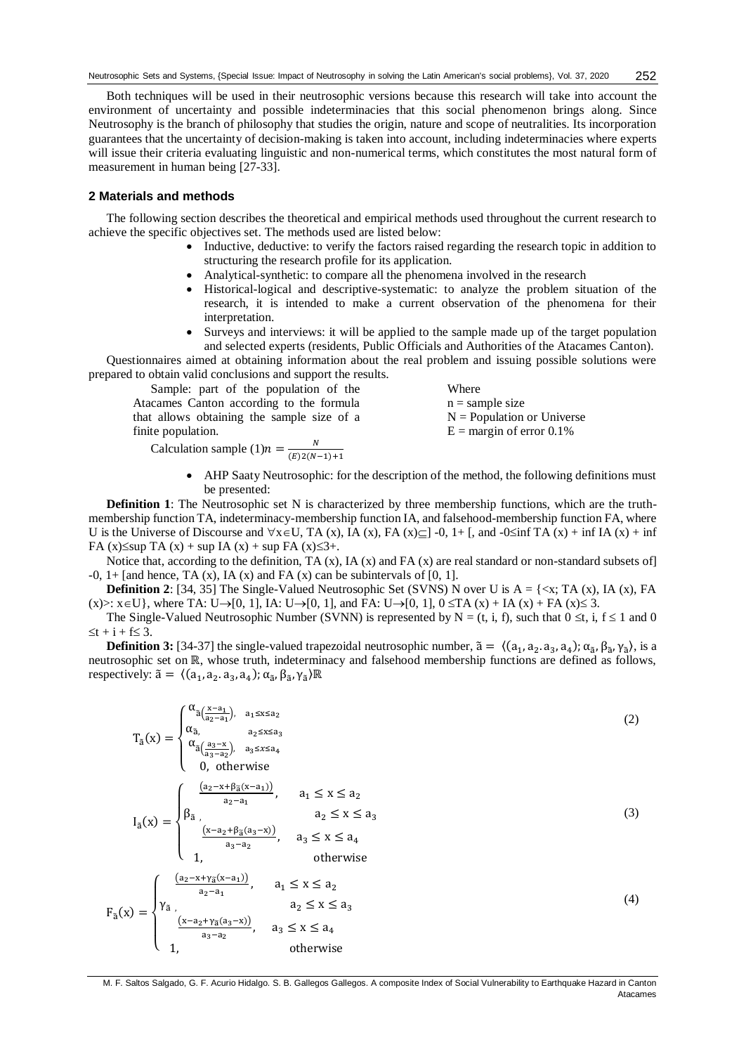Both techniques will be used in their neutrosophic versions because this research will take into account the environment of uncertainty and possible indeterminacies that this social phenomenon brings along. Since Neutrosophy is the branch of philosophy that studies the origin, nature and scope of neutralities. Its incorporation guarantees that the uncertainty of decision-making is taken into account, including indeterminacies where experts will issue their criteria evaluating linguistic and non-numerical terms, which constitutes the most natural form of measurement in human being [27-33].

## 2 Materials and methods

The following section describes the theoretical and empirical methods used throughout the current research to achieve the specific objectives set. The methods used are listed below:

- Inductive, deductive: to verify the factors raised regarding the research topic in addition to structuring the research profile for its application.
- Analytical-synthetic: to compare all the phenomena involved in the research
- Historical-logical and descriptive-systematic: to analyze the problem situation of the research, it is intended to make a current observation of the phenomena for their interpretation.
- Surveys and interviews: it will be applied to the sample made up of the target population and selected experts (residents, Public Officials and Authorities of the Atacames Canton).

Questionnaires aimed at obtaining information about the real problem and issuing possible solutions were prepared to obtain valid conclusions and support the results.

Sample: part of the population of the Atacames Canton according to the formula that allows obtaining the sample size of a finite population.

Calculation sample (1) $n = \frac{N}{(E)2(N-1)+1}$

Where
n = sample size
N = Population or Universe
E = margin of error 0.1%

- AHP Saaty Neutrosophic: for the description of the method, the following definitions must be presented:

**Definition 1**: The Neutrosophic set N is characterized by three membership functions, which are the truth-membership function TA, indeterminacy-membership function IA, and falsehood-membership function FA, where U is the Universe of Discourse and $\forall x \in U$, TA (x), IA (x), FA (x)$\subseteq$] -0, 1+ [, and $-0 \leq$ inf TA (x) + inf IA (x) + inf FA (x)$\leq$sup TA (x) + sup IA (x) + sup FA (x)$\leq 3+$.

Notice that, according to the definition, TA (x), IA (x) and FA (x) are real standard or non-standard subsets of] -0, 1+ [and hence, TA (x), IA (x) and FA (x) can be subintervals of [0, 1].

**Definition 2**: [34, 35] The Single-Valued Neutrosophic Set (SVNS) N over U is A = {<x; TA (x), IA (x), FA (x)>: $x \in U$}, where TA: U$\rightarrow$[0, 1], IA: U$\rightarrow$[0, 1], and FA: U$\rightarrow$[0, 1], $0 \leq$TA (x) + IA (x) + FA (x)$\leq 3$.

The Single-Valued Neutrosophic Number (SVNN) is represented by N = (t, i, f), such that $0 \leq t, i, f \leq 1$ and $0 \leq t + i + f \leq 3$.

**Definition 3:** [34-37] the single-valued trapezoidal neutrosophic number, $\tilde{a} = \langle (a_1, a_2, a_3, a_4); \alpha_{\tilde{a}}, \beta_{\tilde{a}}, \gamma_{\tilde{a}} \rangle$, is a neutrosophic set on $\mathbb{R}$, whose truth, indeterminacy and falsehood membership functions are defined as follows, respectively: $\tilde{a} = \langle (a_1, a_2, a_3, a_4); \alpha_{\tilde{a}}, \beta_{\tilde{a}}, \gamma_{\tilde{a}} \rangle \mathbb{R}$

$$T_{\tilde{a}}(x) = \begin{cases} \alpha_{\tilde{a}\left(\frac{x-a_1}{a_2-a_1}\right)}, & a_1 \leq x \leq a_2 \\ \alpha_{\tilde{a}}, & a_2 \leq x \leq a_3 \\ \alpha_{\tilde{a}\left(\frac{a_3-x}{a_3-a_2}\right)}, & a_3 \leq x \leq a_4 \\ 0, & \text{otherwise} \end{cases} \tag{2}$$

$$I_{\tilde{a}}(x) = \begin{cases} \frac{\left(a_2 - x + \beta_{\tilde{a}}(x-a_1)\right)}{a_2-a_1}, & a_1 \leq x \leq a_2 \\ \beta_{\tilde{a}}, & a_2 \leq x \leq a_3 \\ \frac{\left(x - a_2 + \beta_{\tilde{a}}(a_3-x)\right)}{a_3-a_2}, & a_3 \leq x \leq a_4 \\ 1, & \text{otherwise} \end{cases} \tag{3}$$

$$F_{\tilde{a}}(x) = \begin{cases} \frac{\left(a_2 - x + \gamma_{\tilde{a}}(x-a_1)\right)}{a_2-a_1}, & a_1 \leq x \leq a_2 \\ \gamma_{\tilde{a}}, & a_2 \leq x \leq a_3 \\ \frac{\left(x - a_2 + \gamma_{\tilde{a}}(a_3-x)\right)}{a_3-a_2}, & a_3 \leq x \leq a_4 \\ 1, & \text{otherwise} \end{cases} \tag{4}$$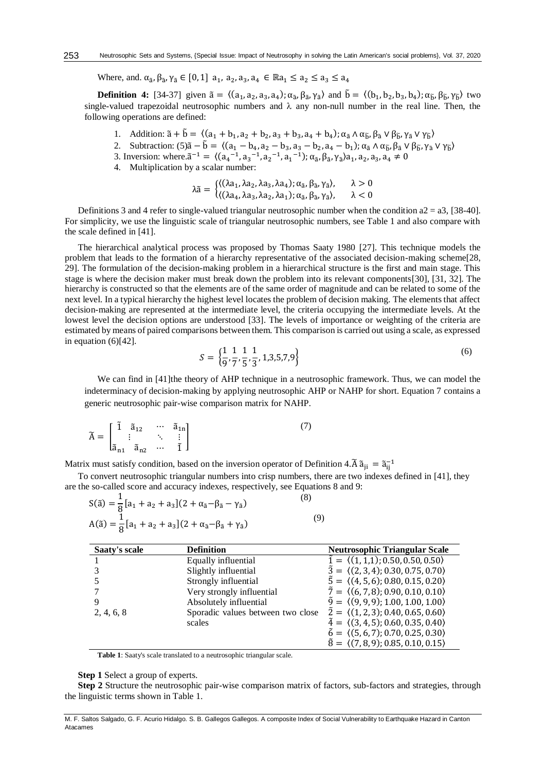Where, and. $\alpha_{\tilde{a}}, \beta_{\tilde{a}}, \gamma_{\tilde{a}} \in [0,1]$ $a_1, a_2, a_3, a_4 \in \mathbb{R} a_1 \leq a_2 \leq a_3 \leq a_4$

**Definition 4:** [34-37] given $\tilde{a} = \langle (a_1, a_2, a_3, a_4); \alpha_{\tilde{a}}, \beta_{\tilde{a}}, \gamma_{\tilde{a}} \rangle$ and $\tilde{b} = \langle (b_1, b_2, b_3, b_4); \alpha_{\tilde{b}}, \beta_{\tilde{b}}, \gamma_{\tilde{b}} \rangle$ two single-valued trapezoidal neutrosophic numbers and λ any non-null number in the real line. Then, the following operations are defined:

1. Addition: $\tilde{a} + \tilde{b} = \langle (a_1 + b_1, a_2 + b_2, a_3 + b_3, a_4 + b_4); \alpha_{\tilde{a}} \wedge \alpha_{\tilde{b}}, \beta_{\tilde{a}} \vee \beta_{\tilde{b}}, \gamma_{\tilde{a}} \vee \gamma_{\tilde{b}} \rangle$
2. Subtraction: (5)$\tilde{a} - \tilde{b} = \langle (a_1 - b_4, a_2 - b_3, a_3 - b_2, a_4 - b_1); \alpha_{\tilde{a}} \wedge \alpha_{\tilde{b}}, \beta_{\tilde{a}} \vee \beta_{\tilde{b}}, \gamma_{\tilde{a}} \vee \gamma_{\tilde{b}} \rangle$
3. Inversion: where.$\tilde{a}^{-1} = \langle (a_4^{-1}, a_3^{-1}, a_2^{-1}, a_1^{-1}); \alpha_{\tilde{a}}, \beta_{\tilde{a}}, \gamma_{\tilde{a}} \rangle a_1, a_2, a_3, a_4 \neq 0$
4. Multiplication by a scalar number:

$$\lambda\tilde{a} = \begin{cases} \langle (\lambda a_1, \lambda a_2, \lambda a_3, \lambda a_4); \alpha_{\tilde{a}}, \beta_{\tilde{a}}, \gamma_{\tilde{a}} \rangle, & \lambda > 0 \\ \langle (\lambda a_4, \lambda a_3, \lambda a_2, \lambda a_1); \alpha_{\tilde{a}}, \beta_{\tilde{a}}, \gamma_{\tilde{a}} \rangle, & \lambda < 0 \end{cases}$$

Definitions 3 and 4 refer to single-valued triangular neutrosophic number when the condition a2 = a3, [38-40]. For simplicity, we use the linguistic scale of triangular neutrosophic numbers, see Table 1 and also compare with the scale defined in [41].

The hierarchical analytical process was proposed by Thomas Saaty 1980 [27]. This technique models the problem that leads to the formation of a hierarchy representative of the associated decision-making scheme[28, 29]. The formulation of the decision-making problem in a hierarchical structure is the first and main stage. This stage is where the decision maker must break down the problem into its relevant components[30], [31, 32]. The hierarchy is constructed so that the elements are of the same order of magnitude and can be related to some of the next level. In a typical hierarchy the highest level locates the problem of decision making. The elements that affect decision-making are represented at the intermediate level, the criteria occupying the intermediate levels. At the lowest level the decision options are understood [33]. The levels of importance or weighting of the criteria are estimated by means of paired comparisons between them. This comparison is carried out using a scale, as expressed in equation (6)[42].

$$S = \left\{\frac{1}{9}, \frac{1}{7}, \frac{1}{5}, \frac{1}{3}, 1,3,5,7,9\right\} \tag{6}$$

We can find in [41]the theory of AHP technique in a neutrosophic framework. Thus, we can model the indeterminacy of decision-making by applying neutrosophic AHP or NAHP for short. Equation 7 contains a generic neutrosophic pair-wise comparison matrix for NAHP.

$$\tilde{A} = \begin{bmatrix} \tilde{1} & \tilde{a}_{12} & \cdots & \tilde{a}_{1n} \\ \vdots & & \ddots & \vdots \\ \tilde{a}_{n1} & \tilde{a}_{n2} & \cdots & \tilde{1} \end{bmatrix} \tag{7}$$

Matrix must satisfy condition, based on the inversion operator of Definition 4.$\tilde{A}$ $\tilde{a}_{ji} = \tilde{a}_{ij}^{-1}$

To convert neutrosophic triangular numbers into crisp numbers, there are two indexes defined in [41], they are the so-called score and accuracy indexes, respectively, see Equations 8 and 9:

$$S(\tilde{a}) = \frac{1}{8}[a_1 + a_2 + a_3](2 + \alpha_{\tilde{a}} - \beta_{\tilde{a}} - \gamma_{\tilde{a}}) \tag{8}$$

$$A(\tilde{a}) = \frac{1}{8}[a_1 + a_2 + a_3](2 + \alpha_{\tilde{a}} - \beta_{\tilde{a}} + \gamma_{\tilde{a}}) \tag{9}$$

| Saaty's scale | Definition | Neutrosophic Triangular Scale |
|---|---|---|
| 1 | Equally influential | $\tilde{1} = \langle (1,1,1); 0.50, 0.50, 0.50 \rangle$ |
| 3 | Slightly influential | $\tilde{3} = \langle (2,3,4); 0.30, 0.75, 0.70 \rangle$ |
| 5 | Strongly influential | $\tilde{5} = \langle (4,5,6); 0.80, 0.15, 0.20 \rangle$ |
| 7 | Very strongly influential | $\tilde{7} = \langle (6,7,8); 0.90, 0.10, 0.10 \rangle$ |
| 9 | Absolutely influential | $\tilde{9} = \langle (9,9,9); 1.00, 1.00, 1.00 \rangle$ |
| 2, 4, 6, 8 | Sporadic values between two close scales | $\tilde{2} = \langle (1,2,3); 0.40, 0.65, 0.60 \rangle$<br>$\tilde{4} = \langle (3,4,5); 0.60, 0.35, 0.40 \rangle$<br>$\tilde{6} = \langle (5,6,7); 0.70, 0.25, 0.30 \rangle$<br>$\tilde{8} = \langle (7,8,9); 0.85, 0.10, 0.15 \rangle$ |

**Table 1**: Saaty's scale translated to a neutrosophic triangular scale.

**Step 1** Select a group of experts.

**Step 2** Structure the neutrosophic pair-wise comparison matrix of factors, sub-factors and strategies, through the linguistic terms shown in Table 1.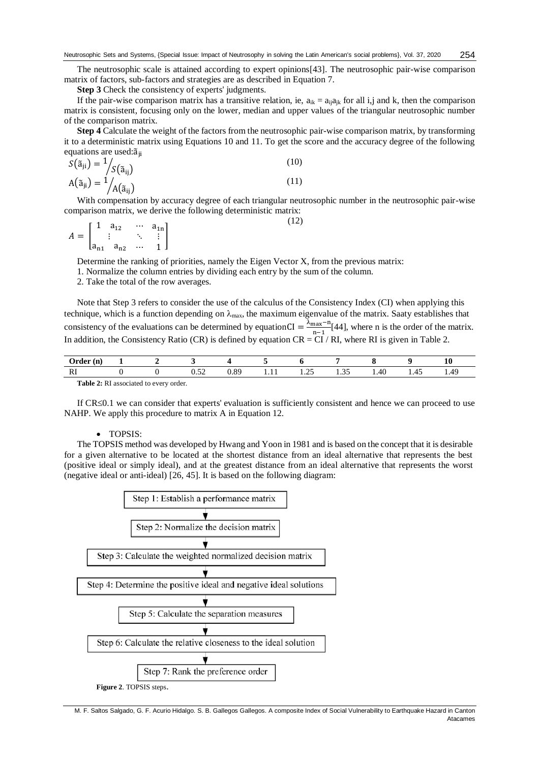The neutrosophic scale is attained according to expert opinions[43]. The neutrosophic pair-wise comparison matrix of factors, sub-factors and strategies are as described in Equation 7.

**Step 3** Check the consistency of experts' judgments.

If the pair-wise comparison matrix has a transitive relation, ie, $a_{ik} = a_{ij}a_{jk}$ for all i,j and k, then the comparison matrix is consistent, focusing only on the lower, median and upper values of the triangular neutrosophic number of the comparison matrix.

**Step 4** Calculate the weight of the factors from the neutrosophic pair-wise comparison matrix, by transforming it to a deterministic matrix using Equations 10 and 11. To get the score and the accuracy degree of the following equations are used: $\tilde{a}_{ji}$

$$S(\tilde{a}_{ji}) = 1/S(\tilde{a}_{ij}) \tag{10}$$

$$A(\tilde{a}_{ji}) = 1/A(\tilde{a}_{ij}) \tag{11}$$

With compensation by accuracy degree of each triangular neutrosophic number in the neutrosophic pair-wise comparison matrix, we derive the following deterministic matrix:

$$A = \begin{bmatrix} 1 & a_{12} & \cdots & a_{1n} \\ \vdots & & \ddots & \vdots \\ a_{n1} & a_{n2} & \cdots & 1 \end{bmatrix} \tag{12}$$

Determine the ranking of priorities, namely the Eigen Vector X, from the previous matrix:

1. Normalize the column entries by dividing each entry by the sum of the column.
2. Take the total of the row averages.

Note that Step 3 refers to consider the use of the calculus of the Consistency Index (CI) when applying this technique, which is a function depending on $\lambda_{max}$, the maximum eigenvalue of the matrix. Saaty establishes that consistency of the evaluations can be determined by equation $CI = \frac{\lambda_{max}-n}{n-1}$[44], where n is the order of the matrix. In addition, the Consistency Ratio (CR) is defined by equation CR = CI / RI, where RI is given in Table 2.

| Order (n) | 1 | 2 | 3 | 4 | 5 | 6 | 7 | 8 | 9 | 10 |
|---|---|---|---|---|---|---|---|---|---|---|
| RI | 0 | 0 | 0.52 | 0.89 | 1.11 | 1.25 | 1.35 | 1.40 | 1.45 | 1.49 |

**Table 2:** RI associated to every order.

If CR≤0.1 we can consider that experts' evaluation is sufficiently consistent and hence we can proceed to use NAHP. We apply this procedure to matrix A in Equation 12.

- TOPSIS:

The TOPSIS method was developed by Hwang and Yoon in 1981 and is based on the concept that it is desirable for a given alternative to be located at the shortest distance from an ideal alternative that represents the best (positive ideal or simply ideal), and at the greatest distance from an ideal alternative that represents the worst (negative ideal or anti-ideal) [26, 45]. It is based on the following diagram:

Step 1: Establish a performance matrix

Step 2: Normalize the decision matrix

Step 3: Calculate the weighted normalized decision matrix

Step 4: Determine the positive ideal and negative ideal solutions

Step 5: Calculate the separation measures

Step 6: Calculate the relative closeness to the ideal solution

Step 7: Rank the preference order

**Figure 2**. TOPSIS steps.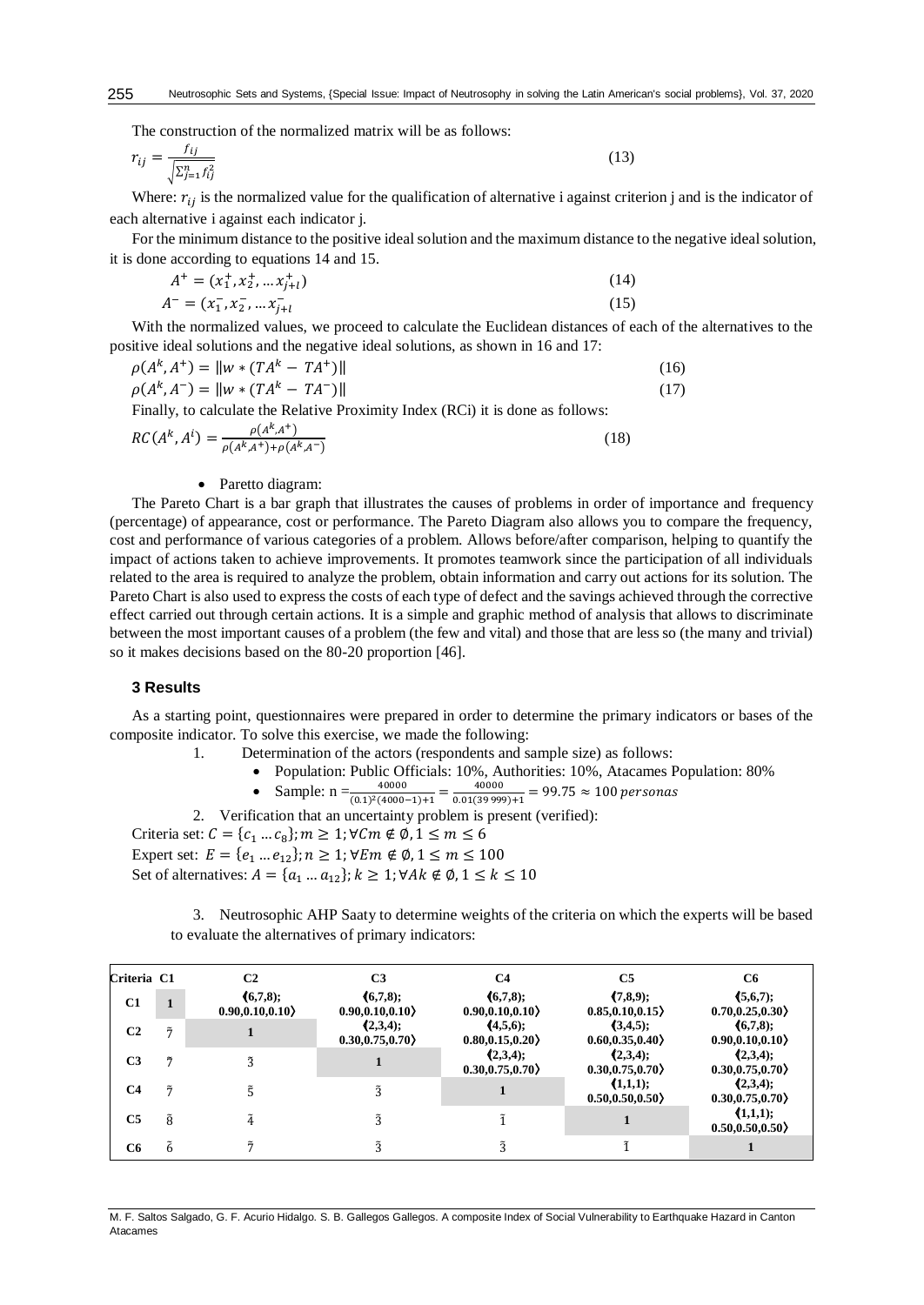The construction of the normalized matrix will be as follows:

$$r_{ij} = \frac{f_{ij}}{\sqrt{\sum_{j=1}^{n} f_{ij}^2}} \quad (13)$$

Where: $r_{ij}$ is the normalized value for the qualification of alternative i against criterion j and is the indicator of each alternative i against each indicator j.

For the minimum distance to the positive ideal solution and the maximum distance to the negative ideal solution, it is done according to equations 14 and 15.

$$A^{+} = (x_1^{+}, x_2^{+}, \dots x_{j+l}^{+}) \quad (14)$$

$$A^{-} = (x_1^{-}, x_2^{-}, \dots x_{j+l}^{-} \quad (15)$$

With the normalized values, we proceed to calculate the Euclidean distances of each of the alternatives to the positive ideal solutions and the negative ideal solutions, as shown in 16 and 17:

$$\rho(A^k, A^{+}) = \| w * (TA^k - TA^{+}) \| \quad (16)$$

$$\rho(A^k, A^{-}) = \| w * (TA^k - TA^{-}) \| \quad (17)$$

Finally, to calculate the Relative Proximity Index (RCi) it is done as follows:

$$RC(A^k, A^i) = \frac{\rho(A^k, A^{+})}{\rho(A^k, A^{+}) + \rho(A^k, A^{-})} \quad (18)$$

- Paretto diagram:

The Pareto Chart is a bar graph that illustrates the causes of problems in order of importance and frequency (percentage) of appearance, cost or performance. The Pareto Diagram also allows you to compare the frequency, cost and performance of various categories of a problem. Allows before/after comparison, helping to quantify the impact of actions taken to achieve improvements. It promotes teamwork since the participation of all individuals related to the area is required to analyze the problem, obtain information and carry out actions for its solution. The Pareto Chart is also used to express the costs of each type of defect and the savings achieved through the corrective effect carried out through certain actions. It is a simple and graphic method of analysis that allows to discriminate between the most important causes of a problem (the few and vital) and those that are less so (the many and trivial) so it makes decisions based on the 80-20 proportion [46].

### 3 Results

As a starting point, questionnaires were prepared in order to determine the primary indicators or bases of the composite indicator. To solve this exercise, we made the following:

1. Determination of the actors (respondents and sample size) as follows:
   - Population: Public Officials: 10%, Authorities: 10%, Atacames Population: 80%
   - Sample: $n = \frac{40000}{(0.1)^2(4000-1)+1} = \frac{40000}{0.01(39\,999)+1} = 99.75 \approx 100\ personas$
2. Verification that an uncertainty problem is present (verified):

Criteria set: $C = \{c_1 \dots c_8\}; m \geq 1; \forall Cm \notin \emptyset, 1 \leq m \leq 6$

Expert set: $E = \{e_1 \dots e_{12}\}; n \geq 1; \forall Em \notin \emptyset, 1 \leq m \leq 100$

Set of alternatives: $A = \{a_1 \dots a_{12}\}; k \geq 1; \forall Ak \notin \emptyset, 1 \leq k \leq 10$

3. Neutrosophic AHP Saaty to determine weights of the criteria on which the experts will be based to evaluate the alternatives of primary indicators:

| Criteria | C1 | C2 | C3 | C4 | C5 | C6 |
|---|---|---|---|---|---|---|
| C1 | 1 | ⟨(6,7,8); 0.90,0.10,0.10⟩ | ⟨(6,7,8); 0.90,0.10,0.10⟩ | ⟨(6,7,8); 0.90,0.10,0.10⟩ | ⟨(7,8,9); 0.85,0.10,0.15⟩ | ⟨(5,6,7); 0.70,0.25,0.30⟩ |
| C2 | $\bar{\tilde{7}}$ | 1 | ⟨(2,3,4); 0.30,0.75,0.70⟩ | ⟨(4,5,6); 0.80,0.15,0.20⟩ | ⟨(3,4,5); 0.60,0.35,0.40⟩ | ⟨(6,7,8); 0.90,0.10,0.10⟩ |
| C3 | $\bar{\tilde{7}}$ | $\bar{\tilde{3}}$ | 1 | ⟨(2,3,4); 0.30,0.75,0.70⟩ | ⟨(2,3,4); 0.30,0.75,0.70⟩ | ⟨(2,3,4); 0.30,0.75,0.70⟩ |
| C4 | $\bar{\tilde{7}}$ | $\bar{\tilde{5}}$ | $\bar{\tilde{3}}$ | 1 | ⟨(1,1,1); 0.50,0.50,0.50⟩ | ⟨(2,3,4); 0.30,0.75,0.70⟩ |
| C5 | $\bar{\tilde{8}}$ | $\bar{\tilde{4}}$ | $\bar{\tilde{3}}$ | $\bar{\tilde{1}}$ | 1 | ⟨(1,1,1); 0.50,0.50,0.50⟩ |
| C6 | $\bar{\tilde{6}}$ | $\bar{\tilde{7}}$ | $\bar{\tilde{3}}$ | $\bar{\tilde{3}}$ | $\bar{\tilde{1}}$ | 1 |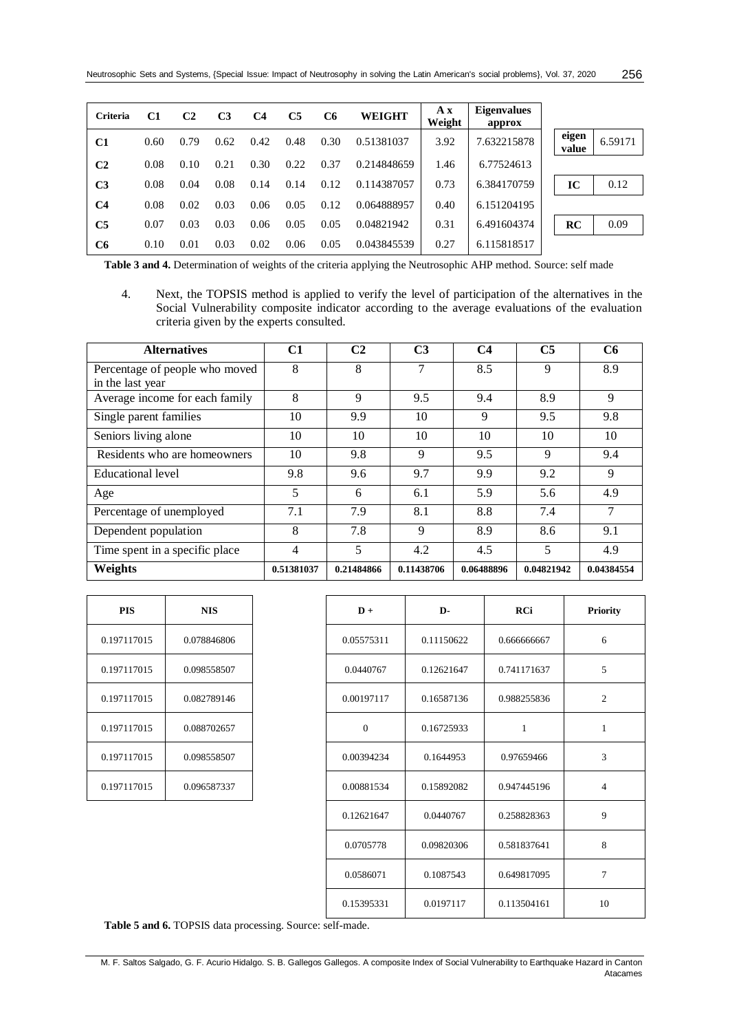| Criteria | C1 | C2 | C3 | C4 | C5 | C6 | WEIGHT | A x Weight | Eigenvalues approx |
|---|---|---|---|---|---|---|---|---|---|
| **C1** | 0.60 | 0.79 | 0.62 | 0.42 | 0.48 | 0.30 | 0.51381037 | 3.92 | 7.632215878 |
| **C2** | 0.08 | 0.10 | 0.21 | 0.30 | 0.22 | 0.37 | 0.214848659 | 1.46 | 6.77524613 |
| **C3** | 0.08 | 0.04 | 0.08 | 0.14 | 0.14 | 0.12 | 0.114387057 | 0.73 | 6.384170759 |
| **C4** | 0.08 | 0.02 | 0.03 | 0.06 | 0.05 | 0.12 | 0.064888957 | 0.40 | 6.151204195 |
| **C5** | 0.07 | 0.03 | 0.03 | 0.06 | 0.05 | 0.05 | 0.04821942 | 0.31 | 6.491604374 |
| **C6** | 0.10 | 0.01 | 0.03 | 0.02 | 0.06 | 0.05 | 0.043845539 | 0.27 | 6.115818517 |

| **eigen value** | 6.59171 |
|---|---|
| **IC** | 0.12 |
| **RC** | 0.09 |

**Table 3 and 4.** Determination of weights of the criteria applying the Neutrosophic AHP method. Source: self made

4. Next, the TOPSIS method is applied to verify the level of participation of the alternatives in the Social Vulnerability composite indicator according to the average evaluations of the evaluation criteria given by the experts consulted.

| Alternatives | C1 | C2 | C3 | C4 | C5 | C6 |
|---|---|---|---|---|---|---|
| Percentage of people who moved in the last year | 8 | 8 | 7 | 8.5 | 9 | 8.9 |
| Average income for each family | 8 | 9 | 9.5 | 9.4 | 8.9 | 9 |
| Single parent families | 10 | 9.9 | 10 | 9 | 9.5 | 9.8 |
| Seniors living alone | 10 | 10 | 10 | 10 | 10 | 10 |
| Residents who are homeowners | 10 | 9.8 | 9 | 9.5 | 9 | 9.4 |
| Educational level | 9.8 | 9.6 | 9.7 | 9.9 | 9.2 | 9 |
| Age | 5 | 6 | 6.1 | 5.9 | 5.6 | 4.9 |
| Percentage of unemployed | 7.1 | 7.9 | 8.1 | 8.8 | 7.4 | 7 |
| Dependent population | 8 | 7.8 | 9 | 8.9 | 8.6 | 9.1 |
| Time spent in a specific place | 4 | 5 | 4.2 | 4.5 | 5 | 4.9 |
| **Weights** | **0.51381037** | **0.21484866** | **0.11438706** | **0.06488896** | **0.04821942** | **0.04384554** |

| PIS | NIS |
|---|---|
| 0.197117015 | 0.078846806 |
| 0.197117015 | 0.098558507 |
| 0.197117015 | 0.082789146 |
| 0.197117015 | 0.088702657 |
| 0.197117015 | 0.098558507 |
| 0.197117015 | 0.096587337 |

| D + | D- | RCi | Priority |
|---|---|---|---|
| 0.05575311 | 0.11150622 | 0.666666667 | 6 |
| 0.0440767 | 0.12621647 | 0.741171637 | 5 |
| 0.00197117 | 0.16587136 | 0.988255836 | 2 |
| 0 | 0.16725933 | 1 | 1 |
| 0.00394234 | 0.1644953 | 0.97659466 | 3 |
| 0.00881534 | 0.15892082 | 0.947445196 | 4 |
| 0.12621647 | 0.0440767 | 0.258828363 | 9 |
| 0.0705778 | 0.09820306 | 0.581837641 | 8 |
| 0.0586071 | 0.1087543 | 0.649817095 | 7 |
| 0.15395331 | 0.0197117 | 0.113504161 | 10 |

**Table 5 and 6.** TOPSIS data processing. Source: self-made.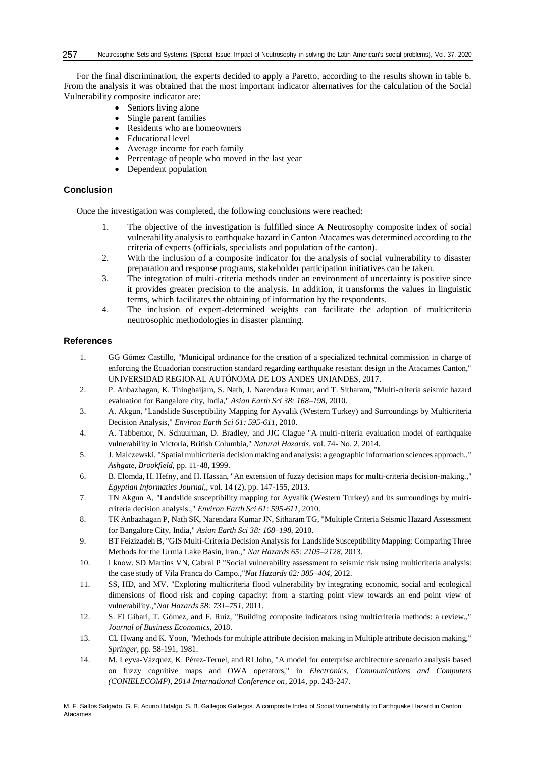For the final discrimination, the experts decided to apply a Paretto, according to the results shown in table 6. From the analysis it was obtained that the most important indicator alternatives for the calculation of the Social Vulnerability composite indicator are:

- Seniors living alone
- Single parent families
- Residents who are homeowners
- Educational level
- Average income for each family
- Percentage of people who moved in the last year
- Dependent population

## Conclusion

Once the investigation was completed, the following conclusions were reached:

1. The objective of the investigation is fulfilled since A Neutrosophy composite index of social vulnerability analysis to earthquake hazard in Canton Atacames was determined according to the criteria of experts (officials, specialists and population of the canton).
2. With the inclusion of a composite indicator for the analysis of social vulnerability to disaster preparation and response programs, stakeholder participation initiatives can be taken.
3. The integration of multi-criteria methods under an environment of uncertainty is positive since it provides greater precision to the analysis. In addition, it transforms the values in linguistic terms, which facilitates the obtaining of information by the respondents.
4. The inclusion of expert-determined weights can facilitate the adoption of multicriteria neutrosophic methodologies in disaster planning.

## References

1. GG Gómez Castillo, "Municipal ordinance for the creation of a specialized technical commission in charge of enforcing the Ecuadorian construction standard regarding earthquake resistant design in the Atacames Canton," UNIVERSIDAD REGIONAL AUTÓNOMA DE LOS ANDES UNIANDES, 2017.
2. P. Anbazhagan, K. Thingbaijam, S. Nath, J. Narendara Kumar, and T. Sitharam, "Multi-criteria seismic hazard evaluation for Bangalore city, India," *Asian Earth Sci 38: 168–198*, 2010.
3. A. Akgun, "Landslide Susceptibility Mapping for Ayvalik (Western Turkey) and Surroundings by Multicriteria Decision Analysis," *Environ Earth Sci 61: 595-611*, 2010.
4. A. Tabbernor, N. Schuurman, D. Bradley, and JJC Clague "A multi-criteria evaluation model of earthquake vulnerability in Victoria, British Columbia," *Natural Hazards*, vol. 74- No. 2, 2014.
5. J. Malczewski, "Spatial multicriteria decision making and analysis: a geographic information sciences approach.," *Ashgate, Brookfield*, pp. 11-48, 1999.
6. B. Elomda, H. Hefny, and H. Hassan, "An extension of fuzzy decision maps for multi-criteria decision-making.," *Egyptian Informatics Journal,*, vol. 14 (2), pp. 147-155, 2013.
7. TN Akgun A, "Landslide susceptibility mapping for Ayvalik (Western Turkey) and its surroundings by multi-criteria decision analysis.," *Environ Earth Sci 61: 595-611*, 2010.
8. TK Anbazhagan P, Nath SK, Narendara Kumar JN, Sitharam TG, "Multiple Criteria Seismic Hazard Assessment for Bangalore City, India," *Asian Earth Sci 38: 168–198*, 2010.
9. BT Feizizadeh B, "GIS Multi-Criteria Decision Analysis for Landslide Susceptibility Mapping: Comparing Three Methods for the Urmia Lake Basin, Iran.," *Nat Hazards 65: 2105–2128*, 2013.
10. I know. SD Martins VN, Cabral P "Social vulnerability assessment to seismic risk using multicriteria analysis: the case study of Vila Franca do Campo.,"*Nat Hazards 62: 385–404*, 2012.
11. SS, HD, and MV. "Exploring multicriteria flood vulnerability by integrating economic, social and ecological dimensions of flood risk and coping capacity: from a starting point view towards an end point view of vulnerability.,"*Nat Hazards 58: 731–751*, 2011.
12. S. El Gibari, T. Gómez, and F. Ruiz, "Building composite indicators using multicriteria methods: a review.," *Journal of Business Economics*, 2018.
13. CL Hwang and K. Yoon, "Methods for multiple attribute decision making in Multiple attribute decision making," *Springer*, pp. 58-191, 1981.
14. M. Leyva-Vázquez, K. Pérez-Teruel, and RI John, "A model for enterprise architecture scenario analysis based on fuzzy cognitive maps and OWA operators," in *Electronics, Communications and Computers (CONIELECOMP), 2014 International Conference on*, 2014, pp. 243-247.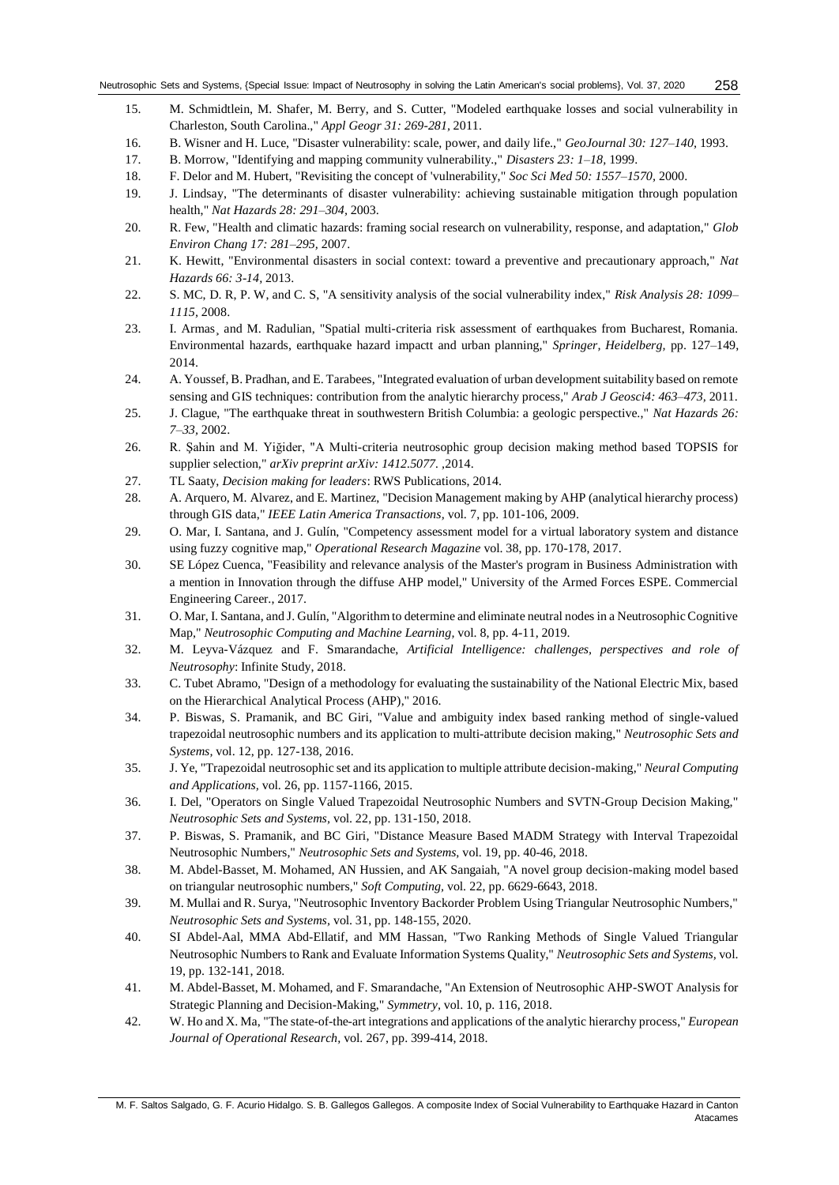15. M. Schmidtlein, M. Shafer, M. Berry, and S. Cutter, "Modeled earthquake losses and social vulnerability in Charleston, South Carolina.," *Appl Geogr 31: 269-281,* 2011.
16. B. Wisner and H. Luce, "Disaster vulnerability: scale, power, and daily life.," *GeoJournal 30: 127–140,* 1993.
17. B. Morrow, "Identifying and mapping community vulnerability.," *Disasters 23: 1–18,* 1999.
18. F. Delor and M. Hubert, "Revisiting the concept of 'vulnerability,"' *Soc Sci Med 50: 1557–1570,* 2000.
19. J. Lindsay, "The determinants of disaster vulnerability: achieving sustainable mitigation through population health," *Nat Hazards 28: 291–304,* 2003.
20. R. Few, "Health and climatic hazards: framing social research on vulnerability, response, and adaptation," *Glob Environ Chang 17: 281–295,* 2007.
21. K. Hewitt, "Environmental disasters in social context: toward a preventive and precautionary approach," *Nat Hazards 66: 3-14,* 2013.
22. S. MC, D. R, P. W, and C. S, "A sensitivity analysis of the social vulnerability index," *Risk Analysis 28: 1099–1115,* 2008.
23. I. Armas¸ and M. Radulian, "Spatial multi-criteria risk assessment of earthquakes from Bucharest, Romania. Environmental hazards, earthquake hazard impactt and urban planning," *Springer, Heidelberg,* pp. 127–149, 2014.
24. A. Youssef, B. Pradhan, and E. Tarabees, "Integrated evaluation of urban development suitability based on remote sensing and GIS techniques: contribution from the analytic hierarchy process," *Arab J Geosci4: 463–473,* 2011.
25. J. Clague, "The earthquake threat in southwestern British Columbia: a geologic perspective.," *Nat Hazards 26: 7–33,* 2002.
26. R. Şahin and M. Yiğider, "A Multi-criteria neutrosophic group decision making method based TOPSIS for supplier selection," *arXiv preprint arXiv: 1412.5077.* ,2014.
27. TL Saaty, *Decision making for leaders*: RWS Publications, 2014.
28. A. Arquero, M. Alvarez, and E. Martinez, "Decision Management making by AHP (analytical hierarchy process) through GIS data," *IEEE Latin America Transactions,* vol. 7, pp. 101-106, 2009.
29. O. Mar, I. Santana, and J. Gulín, "Competency assessment model for a virtual laboratory system and distance using fuzzy cognitive map," *Operational Research Magazine* vol. 38, pp. 170-178, 2017.
30. SE López Cuenca, "Feasibility and relevance analysis of the Master's program in Business Administration with a mention in Innovation through the diffuse AHP model," University of the Armed Forces ESPE. Commercial Engineering Career., 2017.
31. O. Mar, I. Santana, and J. Gulín, "Algorithm to determine and eliminate neutral nodes in a Neutrosophic Cognitive Map," *Neutrosophic Computing and Machine Learning,* vol. 8, pp. 4-11, 2019.
32. M. Leyva-Vázquez and F. Smarandache, *Artificial Intelligence: challenges, perspectives and role of Neutrosophy*: Infinite Study, 2018.
33. C. Tubet Abramo, "Design of a methodology for evaluating the sustainability of the National Electric Mix, based on the Hierarchical Analytical Process (AHP)," 2016.
34. P. Biswas, S. Pramanik, and BC Giri, "Value and ambiguity index based ranking method of single-valued trapezoidal neutrosophic numbers and its application to multi-attribute decision making," *Neutrosophic Sets and Systems,* vol. 12, pp. 127-138, 2016.
35. J. Ye, "Trapezoidal neutrosophic set and its application to multiple attribute decision-making," *Neural Computing and Applications,* vol. 26, pp. 1157-1166, 2015.
36. I. Del, "Operators on Single Valued Trapezoidal Neutrosophic Numbers and SVTN-Group Decision Making," *Neutrosophic Sets and Systems,* vol. 22, pp. 131-150, 2018.
37. P. Biswas, S. Pramanik, and BC Giri, "Distance Measure Based MADM Strategy with Interval Trapezoidal Neutrosophic Numbers," *Neutrosophic Sets and Systems,* vol. 19, pp. 40-46, 2018.
38. M. Abdel-Basset, M. Mohamed, AN Hussien, and AK Sangaiah, "A novel group decision-making model based on triangular neutrosophic numbers," *Soft Computing,* vol. 22, pp. 6629-6643, 2018.
39. M. Mullai and R. Surya, "Neutrosophic Inventory Backorder Problem Using Triangular Neutrosophic Numbers," *Neutrosophic Sets and Systems,* vol. 31, pp. 148-155, 2020.
40. SI Abdel-Aal, MMA Abd-Ellatif, and MM Hassan, "Two Ranking Methods of Single Valued Triangular Neutrosophic Numbers to Rank and Evaluate Information Systems Quality," *Neutrosophic Sets and Systems,* vol. 19, pp. 132-141, 2018.
41. M. Abdel-Basset, M. Mohamed, and F. Smarandache, "An Extension of Neutrosophic AHP-SWOT Analysis for Strategic Planning and Decision-Making," *Symmetry,* vol. 10, p. 116, 2018.
42. W. Ho and X. Ma, "The state-of-the-art integrations and applications of the analytic hierarchy process," *European Journal of Operational Research,* vol. 267, pp. 399-414, 2018.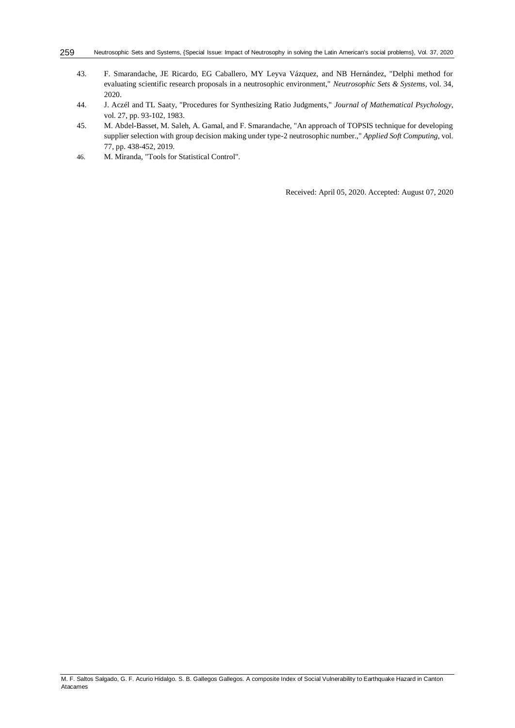43. F. Smarandache, JE Ricardo, EG Caballero, MY Leyva Vázquez, and NB Hernández, "Delphi method for evaluating scientific research proposals in a neutrosophic environment," *Neutrosophic Sets & Systems*, vol. 34, 2020.
44. J. Aczél and TL Saaty, "Procedures for Synthesizing Ratio Judgments," *Journal of Mathematical Psychology*, vol. 27, pp. 93-102, 1983.
45. M. Abdel-Basset, M. Saleh, A. Gamal, and F. Smarandache, "An approach of TOPSIS technique for developing supplier selection with group decision making under type-2 neutrosophic number.," *Applied Soft Computing*, vol. 77, pp. 438-452, 2019.
46. M. Miranda, "Tools for Statistical Control".

Received: April 05, 2020. Accepted: August 07, 2020